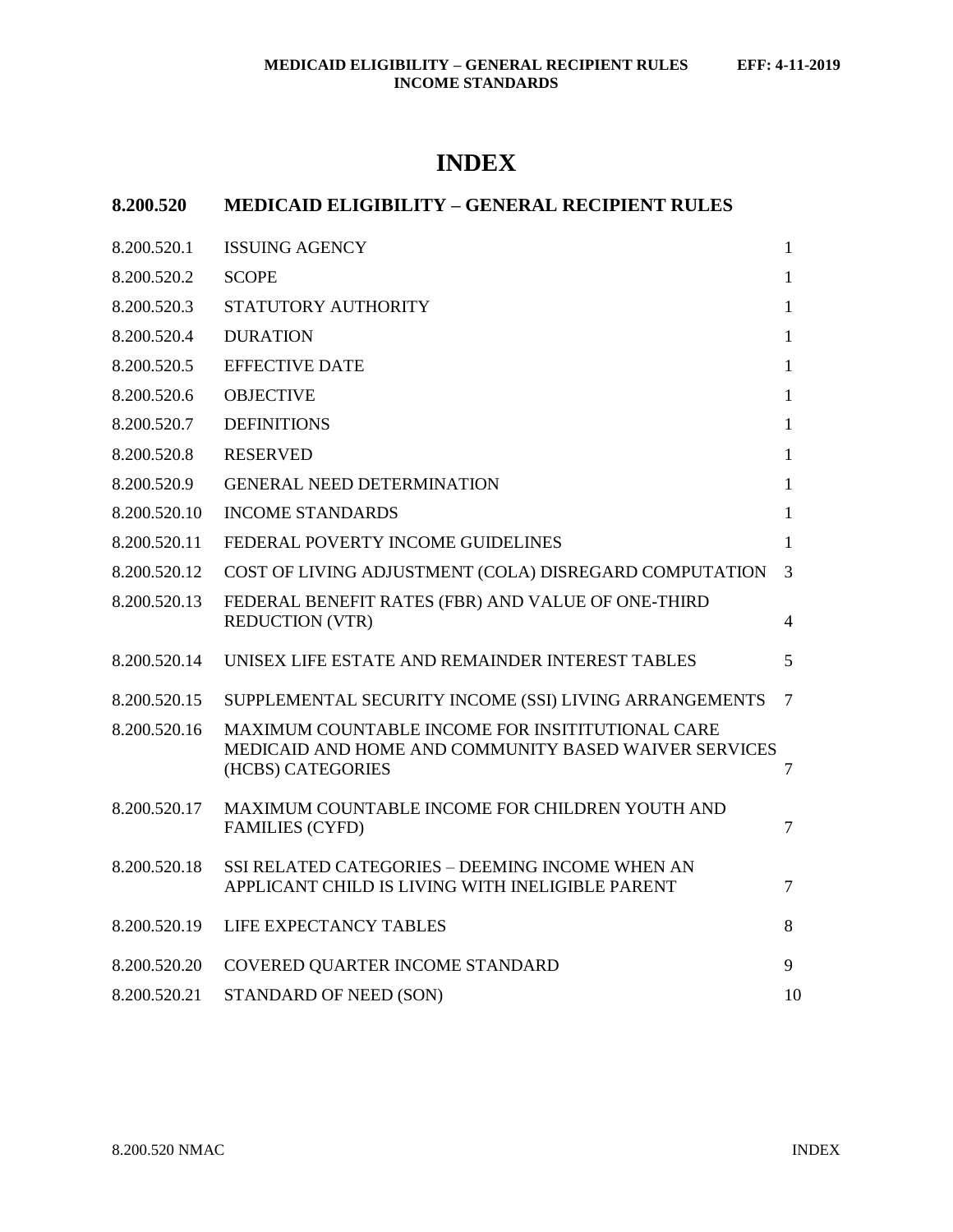# INDEX

## 8.200.520 MEDICAID ELIGIBILITY – GENERAL RECIPIENT RULES

| | | |
|---|---|---|
| 8.200.520.1 | ISSUING AGENCY | 1 |
| 8.200.520.2 | SCOPE | 1 |
| 8.200.520.3 | STATUTORY AUTHORITY | 1 |
| 8.200.520.4 | DURATION | 1 |
| 8.200.520.5 | EFFECTIVE DATE | 1 |
| 8.200.520.6 | OBJECTIVE | 1 |
| 8.200.520.7 | DEFINITIONS | 1 |
| 8.200.520.8 | RESERVED | 1 |
| 8.200.520.9 | GENERAL NEED DETERMINATION | 1 |
| 8.200.520.10 | INCOME STANDARDS | 1 |
| 8.200.520.11 | FEDERAL POVERTY INCOME GUIDELINES | 1 |
| 8.200.520.12 | COST OF LIVING ADJUSTMENT (COLA) DISREGARD COMPUTATION | 3 |
| 8.200.520.13 | FEDERAL BENEFIT RATES (FBR) AND VALUE OF ONE-THIRD REDUCTION (VTR) | 4 |
| 8.200.520.14 | UNISEX LIFE ESTATE AND REMAINDER INTEREST TABLES | 5 |
| 8.200.520.15 | SUPPLEMENTAL SECURITY INCOME (SSI) LIVING ARRANGEMENTS | 7 |
| 8.200.520.16 | MAXIMUM COUNTABLE INCOME FOR INSITITUTIONAL CARE MEDICAID AND HOME AND COMMUNITY BASED WAIVER SERVICES (HCBS) CATEGORIES | 7 |
| 8.200.520.17 | MAXIMUM COUNTABLE INCOME FOR CHILDREN YOUTH AND FAMILIES (CYFD) | 7 |
| 8.200.520.18 | SSI RELATED CATEGORIES – DEEMING INCOME WHEN AN APPLICANT CHILD IS LIVING WITH INELIGIBLE PARENT | 7 |
| 8.200.520.19 | LIFE EXPECTANCY TABLES | 8 |
| 8.200.520.20 | COVERED QUARTER INCOME STANDARD | 9 |
| 8.200.520.21 | STANDARD OF NEED (SON) | 10 |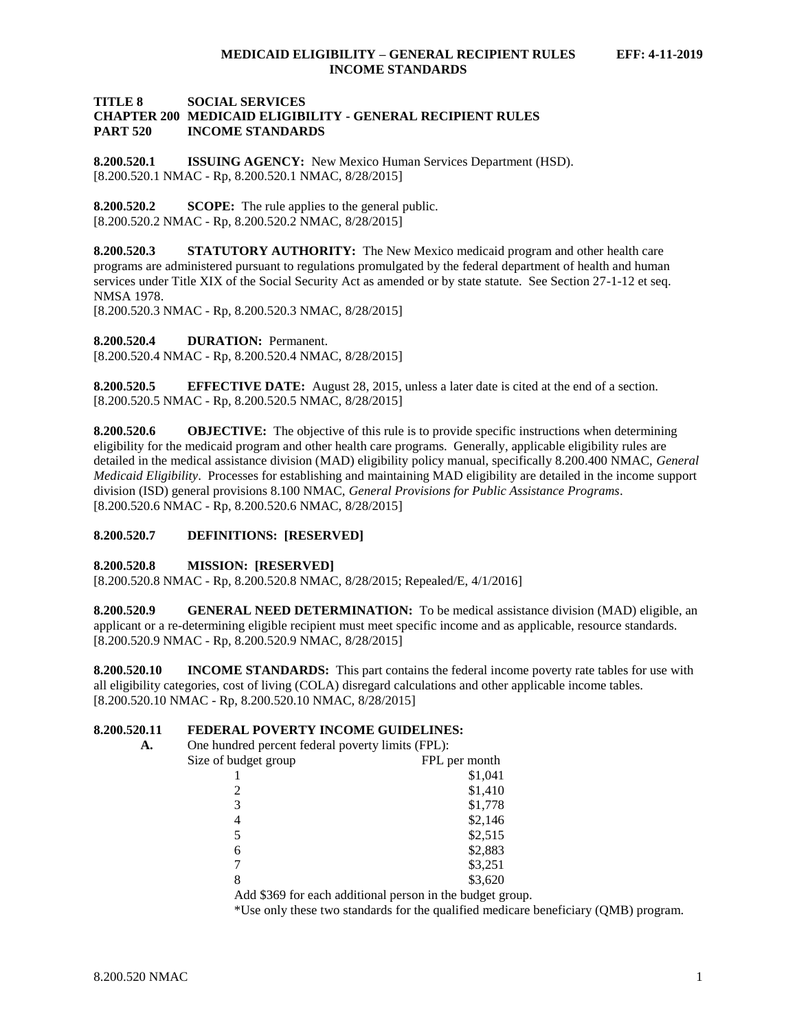**TITLE 8 SOCIAL SERVICES**
**CHAPTER 200 MEDICAID ELIGIBILITY - GENERAL RECIPIENT RULES**
**PART 520 INCOME STANDARDS**

**8.200.520.1 ISSUING AGENCY:** New Mexico Human Services Department (HSD).
[8.200.520.1 NMAC - Rp, 8.200.520.1 NMAC, 8/28/2015]

**8.200.520.2 SCOPE:** The rule applies to the general public.
[8.200.520.2 NMAC - Rp, 8.200.520.2 NMAC, 8/28/2015]

**8.200.520.3 STATUTORY AUTHORITY:** The New Mexico medicaid program and other health care programs are administered pursuant to regulations promulgated by the federal department of health and human services under Title XIX of the Social Security Act as amended or by state statute. See Section 27-1-12 et seq. NMSA 1978.
[8.200.520.3 NMAC - Rp, 8.200.520.3 NMAC, 8/28/2015]

**8.200.520.4 DURATION:** Permanent.
[8.200.520.4 NMAC - Rp, 8.200.520.4 NMAC, 8/28/2015]

**8.200.520.5 EFFECTIVE DATE:** August 28, 2015, unless a later date is cited at the end of a section.
[8.200.520.5 NMAC - Rp, 8.200.520.5 NMAC, 8/28/2015]

**8.200.520.6 OBJECTIVE:** The objective of this rule is to provide specific instructions when determining eligibility for the medicaid program and other health care programs. Generally, applicable eligibility rules are detailed in the medical assistance division (MAD) eligibility policy manual, specifically 8.200.400 NMAC, *General Medicaid Eligibility*. Processes for establishing and maintaining MAD eligibility are detailed in the income support division (ISD) general provisions 8.100 NMAC, *General Provisions for Public Assistance Programs*.
[8.200.520.6 NMAC - Rp, 8.200.520.6 NMAC, 8/28/2015]

**8.200.520.7 DEFINITIONS: [RESERVED]**

**8.200.520.8 MISSION: [RESERVED]**
[8.200.520.8 NMAC - Rp, 8.200.520.8 NMAC, 8/28/2015; Repealed/E, 4/1/2016]

**8.200.520.9 GENERAL NEED DETERMINATION:** To be medical assistance division (MAD) eligible, an applicant or a re-determining eligible recipient must meet specific income and as applicable, resource standards.
[8.200.520.9 NMAC - Rp, 8.200.520.9 NMAC, 8/28/2015]

**8.200.520.10 INCOME STANDARDS:** This part contains the federal income poverty rate tables for use with all eligibility categories, cost of living (COLA) disregard calculations and other applicable income tables.
[8.200.520.10 NMAC - Rp, 8.200.520.10 NMAC, 8/28/2015]

**8.200.520.11 FEDERAL POVERTY INCOME GUIDELINES:**

**A.** One hundred percent federal poverty limits (FPL):

| Size of budget group | FPL per month |
|---|---|
| 1 | $1,041 |
| 2 | $1,410 |
| 3 | $1,778 |
| 4 | $2,146 |
| 5 | $2,515 |
| 6 | $2,883 |
| 7 | $3,251 |
| 8 | $3,620 |

Add $369 for each additional person in the budget group.

*Use only these two standards for the qualified medicare beneficiary (QMB) program.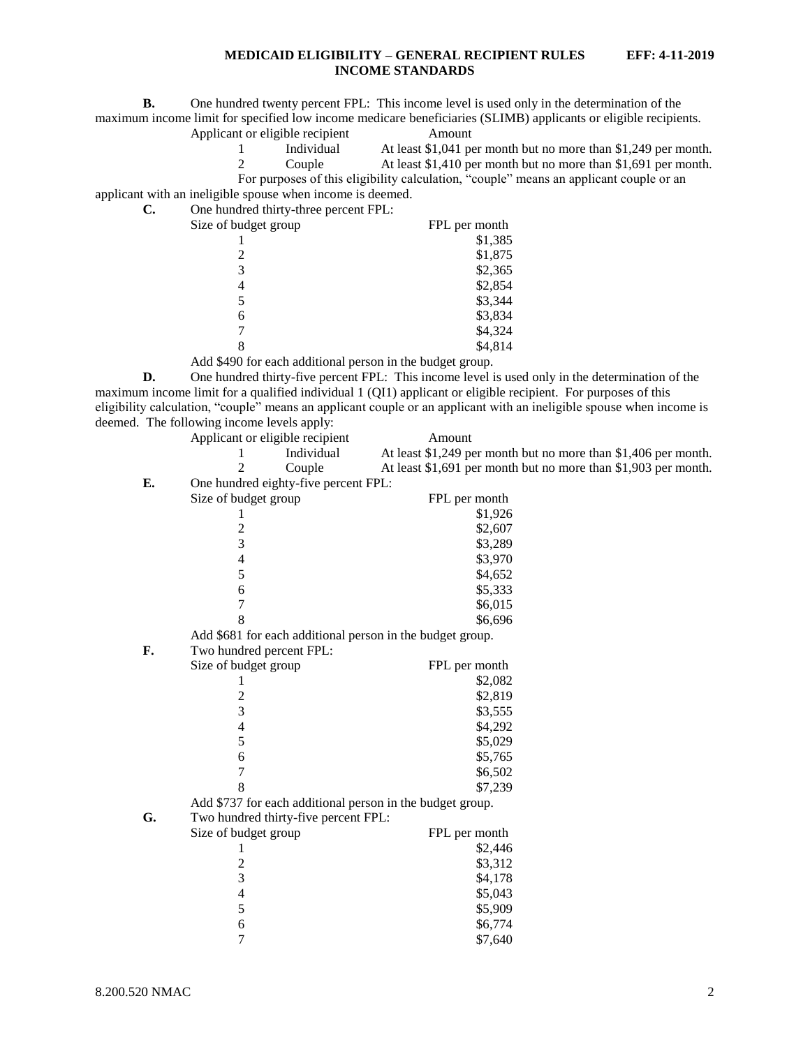**B.** One hundred twenty percent FPL: This income level is used only in the determination of the maximum income limit for specified low income medicare beneficiaries (SLIMB) applicants or eligible recipients.

| Applicant or eligible recipient | | Amount |
|---|---|---|
| 1 | Individual | At least $1,041 per month but no more than $1,249 per month. |
| 2 | Couple | At least $1,410 per month but no more than $1,691 per month. |

For purposes of this eligibility calculation, "couple" means an applicant couple or an applicant with an ineligible spouse when income is deemed.

**C.** One hundred thirty-three percent FPL:

| Size of budget group | FPL per month |
|---|---|
| 1 | $1,385 |
| 2 | $1,875 |
| 3 | $2,365 |
| 4 | $2,854 |
| 5 | $3,344 |
| 6 | $3,834 |
| 7 | $4,324 |
| 8 | $4,814 |

Add $490 for each additional person in the budget group.

**D.** One hundred thirty-five percent FPL: This income level is used only in the determination of the maximum income limit for a qualified individual 1 (QI1) applicant or eligible recipient. For purposes of this eligibility calculation, "couple" means an applicant couple or an applicant with an ineligible spouse when income is deemed. The following income levels apply:

| Applicant or eligible recipient | | Amount |
|---|---|---|
| 1 | Individual | At least $1,249 per month but no more than $1,406 per month. |
| 2 | Couple | At least $1,691 per month but no more than $1,903 per month. |

**E.** One hundred eighty-five percent FPL:

| Size of budget group | FPL per month |
|---|---|
| 1 | $1,926 |
| 2 | $2,607 |
| 3 | $3,289 |
| 4 | $3,970 |
| 5 | $4,652 |
| 6 | $5,333 |
| 7 | $6,015 |
| 8 | $6,696 |

Add $681 for each additional person in the budget group.

**F.** Two hundred percent FPL:

| Size of budget group | FPL per month |
|---|---|
| 1 | $2,082 |
| 2 | $2,819 |
| 3 | $3,555 |
| 4 | $4,292 |
| 5 | $5,029 |
| 6 | $5,765 |
| 7 | $6,502 |
| 8 | $7,239 |

Add $737 for each additional person in the budget group.

**G.** Two hundred thirty-five percent FPL:

| Size of budget group | FPL per month |
|---|---|
| 1 | $2,446 |
| 2 | $3,312 |
| 3 | $4,178 |
| 4 | $5,043 |
| 5 | $5,909 |
| 6 | $6,774 |
| 7 | $7,640 |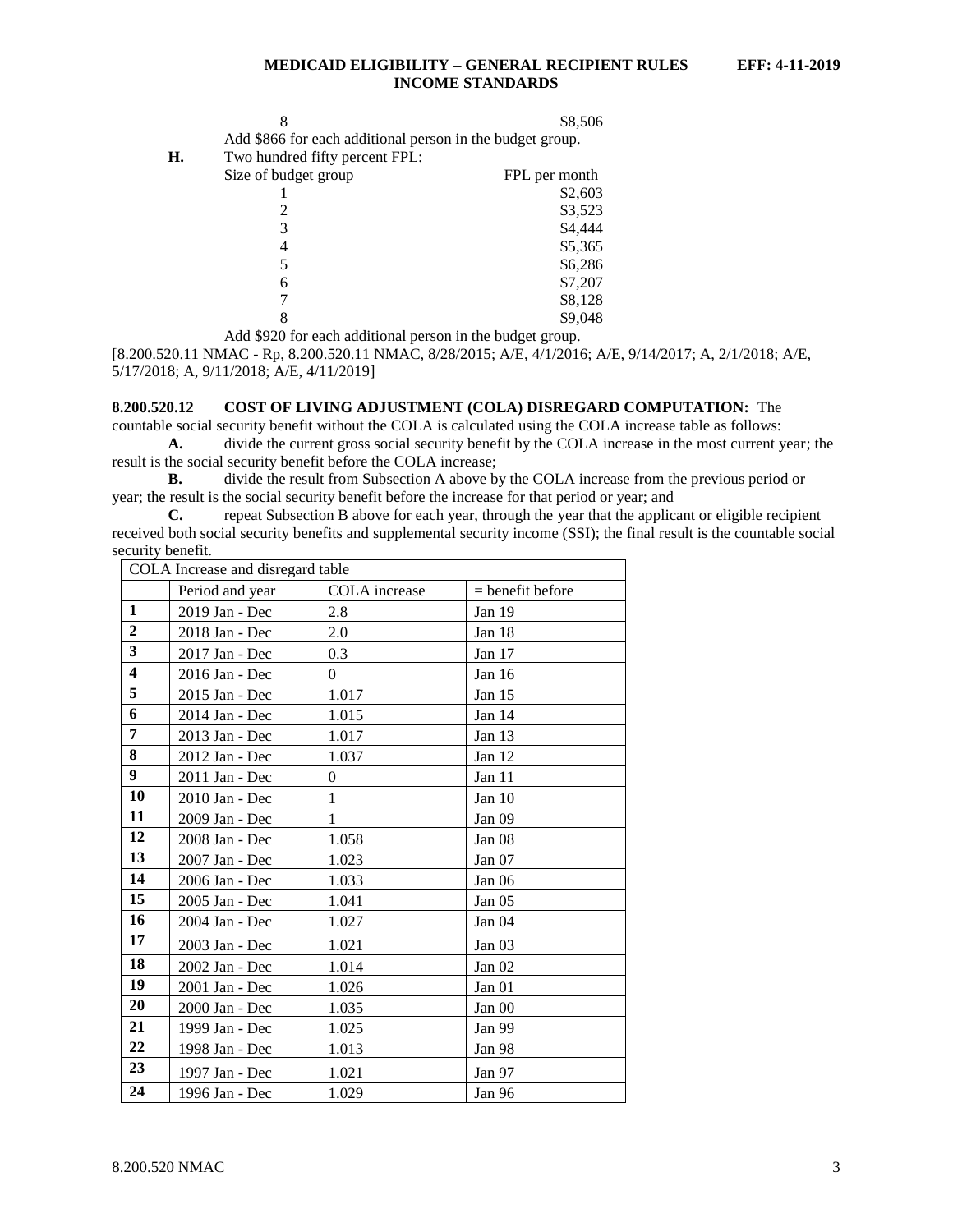| 8 | $8,506 |
|---|---|

Add $866 for each additional person in the budget group.

**H.** Two hundred fifty percent FPL:

| Size of budget group | FPL per month |
|---|---|
| 1 | $2,603 |
| 2 | $3,523 |
| 3 | $4,444 |
| 4 | $5,365 |
| 5 | $6,286 |
| 6 | $7,207 |
| 7 | $8,128 |
| 8 | $9,048 |

Add $920 for each additional person in the budget group.

[8.200.520.11 NMAC - Rp, 8.200.520.11 NMAC, 8/28/2015; A/E, 4/1/2016; A/E, 9/14/2017; A, 2/1/2018; A/E, 5/17/2018; A, 9/11/2018; A/E, 4/11/2019]

**8.200.520.12 COST OF LIVING ADJUSTMENT (COLA) DISREGARD COMPUTATION:** The countable social security benefit without the COLA is calculated using the COLA increase table as follows:

**A.** divide the current gross social security benefit by the COLA increase in the most current year; the result is the social security benefit before the COLA increase;

**B.** divide the result from Subsection A above by the COLA increase from the previous period or year; the result is the social security benefit before the increase for that period or year; and

**C.** repeat Subsection B above for each year, through the year that the applicant or eligible recipient received both social security benefits and supplemental security income (SSI); the final result is the countable social security benefit.

| COLA Increase and disregard table | | | |
|---|---|---|---|
| | Period and year | COLA increase | = benefit before |
| **1** | 2019 Jan - Dec | 2.8 | Jan 19 |
| **2** | 2018 Jan - Dec | 2.0 | Jan 18 |
| **3** | 2017 Jan - Dec | 0.3 | Jan 17 |
| **4** | 2016 Jan - Dec | 0 | Jan 16 |
| **5** | 2015 Jan - Dec | 1.017 | Jan 15 |
| **6** | 2014 Jan - Dec | 1.015 | Jan 14 |
| **7** | 2013 Jan - Dec | 1.017 | Jan 13 |
| **8** | 2012 Jan - Dec | 1.037 | Jan 12 |
| **9** | 2011 Jan - Dec | 0 | Jan 11 |
| **10** | 2010 Jan - Dec | 1 | Jan 10 |
| **11** | 2009 Jan - Dec | 1 | Jan 09 |
| **12** | 2008 Jan - Dec | 1.058 | Jan 08 |
| **13** | 2007 Jan - Dec | 1.023 | Jan 07 |
| **14** | 2006 Jan - Dec | 1.033 | Jan 06 |
| **15** | 2005 Jan - Dec | 1.041 | Jan 05 |
| **16** | 2004 Jan - Dec | 1.027 | Jan 04 |
| **17** | 2003 Jan - Dec | 1.021 | Jan 03 |
| **18** | 2002 Jan - Dec | 1.014 | Jan 02 |
| **19** | 2001 Jan - Dec | 1.026 | Jan 01 |
| **20** | 2000 Jan - Dec | 1.035 | Jan 00 |
| **21** | 1999 Jan - Dec | 1.025 | Jan 99 |
| **22** | 1998 Jan - Dec | 1.013 | Jan 98 |
| **23** | 1997 Jan - Dec | 1.021 | Jan 97 |
| **24** | 1996 Jan - Dec | 1.029 | Jan 96 |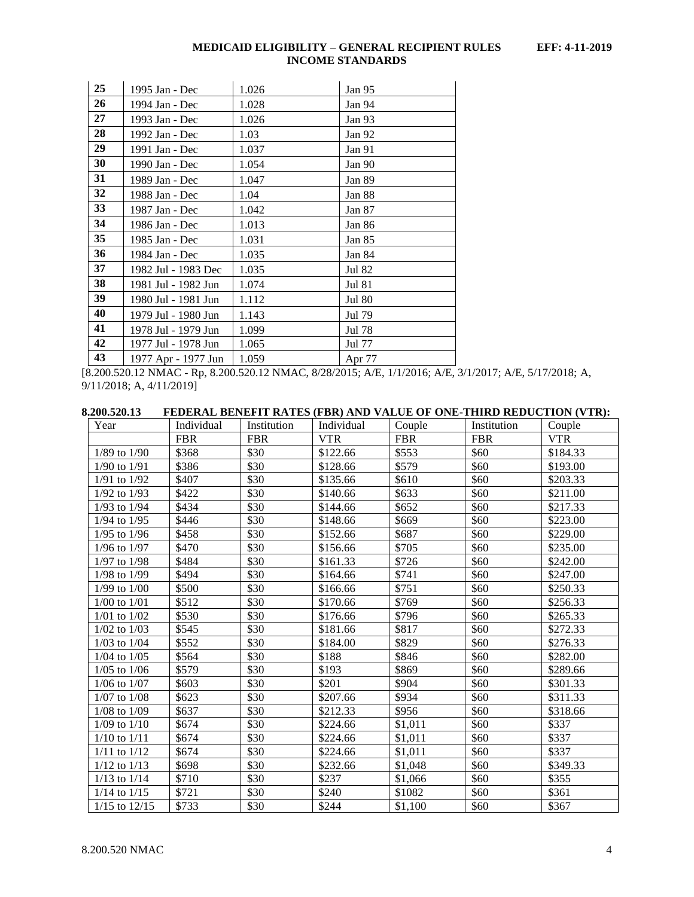| 25 | 1995 Jan - Dec | 1.026 | Jan 95 |
|---|---|---|---|
| 26 | 1994 Jan - Dec | 1.028 | Jan 94 |
| 27 | 1993 Jan - Dec | 1.026 | Jan 93 |
| 28 | 1992 Jan - Dec | 1.03 | Jan 92 |
| 29 | 1991 Jan - Dec | 1.037 | Jan 91 |
| 30 | 1990 Jan - Dec | 1.054 | Jan 90 |
| 31 | 1989 Jan - Dec | 1.047 | Jan 89 |
| 32 | 1988 Jan - Dec | 1.04 | Jan 88 |
| 33 | 1987 Jan - Dec | 1.042 | Jan 87 |
| 34 | 1986 Jan - Dec | 1.013 | Jan 86 |
| 35 | 1985 Jan - Dec | 1.031 | Jan 85 |
| 36 | 1984 Jan - Dec | 1.035 | Jan 84 |
| 37 | 1982 Jul - 1983 Dec | 1.035 | Jul 82 |
| 38 | 1981 Jul - 1982 Jun | 1.074 | Jul 81 |
| 39 | 1980 Jul - 1981 Jun | 1.112 | Jul 80 |
| 40 | 1979 Jul - 1980 Jun | 1.143 | Jul 79 |
| 41 | 1978 Jul - 1979 Jun | 1.099 | Jul 78 |
| 42 | 1977 Jul - 1978 Jun | 1.065 | Jul 77 |
| 43 | 1977 Apr - 1977 Jun | 1.059 | Apr 77 |

[8.200.520.12 NMAC - Rp, 8.200.520.12 NMAC, 8/28/2015; A/E, 1/1/2016; A/E, 3/1/2017; A/E, 5/17/2018; A, 9/11/2018; A, 4/11/2019]

**8.200.520.13 FEDERAL BENEFIT RATES (FBR) AND VALUE OF ONE-THIRD REDUCTION (VTR):**

| Year | Individual FBR | Institution FBR | Individual VTR | Couple FBR | Institution FBR | Couple VTR |
|---|---|---|---|---|---|---|
| 1/89 to 1/90 | $368 | $30 | $122.66 | $553 | $60 | $184.33 |
| 1/90 to 1/91 | $386 | $30 | $128.66 | $579 | $60 | $193.00 |
| 1/91 to 1/92 | $407 | $30 | $135.66 | $610 | $60 | $203.33 |
| 1/92 to 1/93 | $422 | $30 | $140.66 | $633 | $60 | $211.00 |
| 1/93 to 1/94 | $434 | $30 | $144.66 | $652 | $60 | $217.33 |
| 1/94 to 1/95 | $446 | $30 | $148.66 | $669 | $60 | $223.00 |
| 1/95 to 1/96 | $458 | $30 | $152.66 | $687 | $60 | $229.00 |
| 1/96 to 1/97 | $470 | $30 | $156.66 | $705 | $60 | $235.00 |
| 1/97 to 1/98 | $484 | $30 | $161.33 | $726 | $60 | $242.00 |
| 1/98 to 1/99 | $494 | $30 | $164.66 | $741 | $60 | $247.00 |
| 1/99 to 1/00 | $500 | $30 | $166.66 | $751 | $60 | $250.33 |
| 1/00 to 1/01 | $512 | $30 | $170.66 | $769 | $60 | $256.33 |
| 1/01 to 1/02 | $530 | $30 | $176.66 | $796 | $60 | $265.33 |
| 1/02 to 1/03 | $545 | $30 | $181.66 | $817 | $60 | $272.33 |
| 1/03 to 1/04 | $552 | $30 | $184.00 | $829 | $60 | $276.33 |
| 1/04 to 1/05 | $564 | $30 | $188 | $846 | $60 | $282.00 |
| 1/05 to 1/06 | $579 | $30 | $193 | $869 | $60 | $289.66 |
| 1/06 to 1/07 | $603 | $30 | $201 | $904 | $60 | $301.33 |
| 1/07 to 1/08 | $623 | $30 | $207.66 | $934 | $60 | $311.33 |
| 1/08 to 1/09 | $637 | $30 | $212.33 | $956 | $60 | $318.66 |
| 1/09 to 1/10 | $674 | $30 | $224.66 | $1,011 | $60 | $337 |
| 1/10 to 1/11 | $674 | $30 | $224.66 | $1,011 | $60 | $337 |
| 1/11 to 1/12 | $674 | $30 | $224.66 | $1,011 | $60 | $337 |
| 1/12 to 1/13 | $698 | $30 | $232.66 | $1,048 | $60 | $349.33 |
| 1/13 to 1/14 | $710 | $30 | $237 | $1,066 | $60 | $355 |
| 1/14 to 1/15 | $721 | $30 | $240 | $1082 | $60 | $361 |
| 1/15 to 12/15 | $733 | $30 | $244 | $1,100 | $60 | $367 |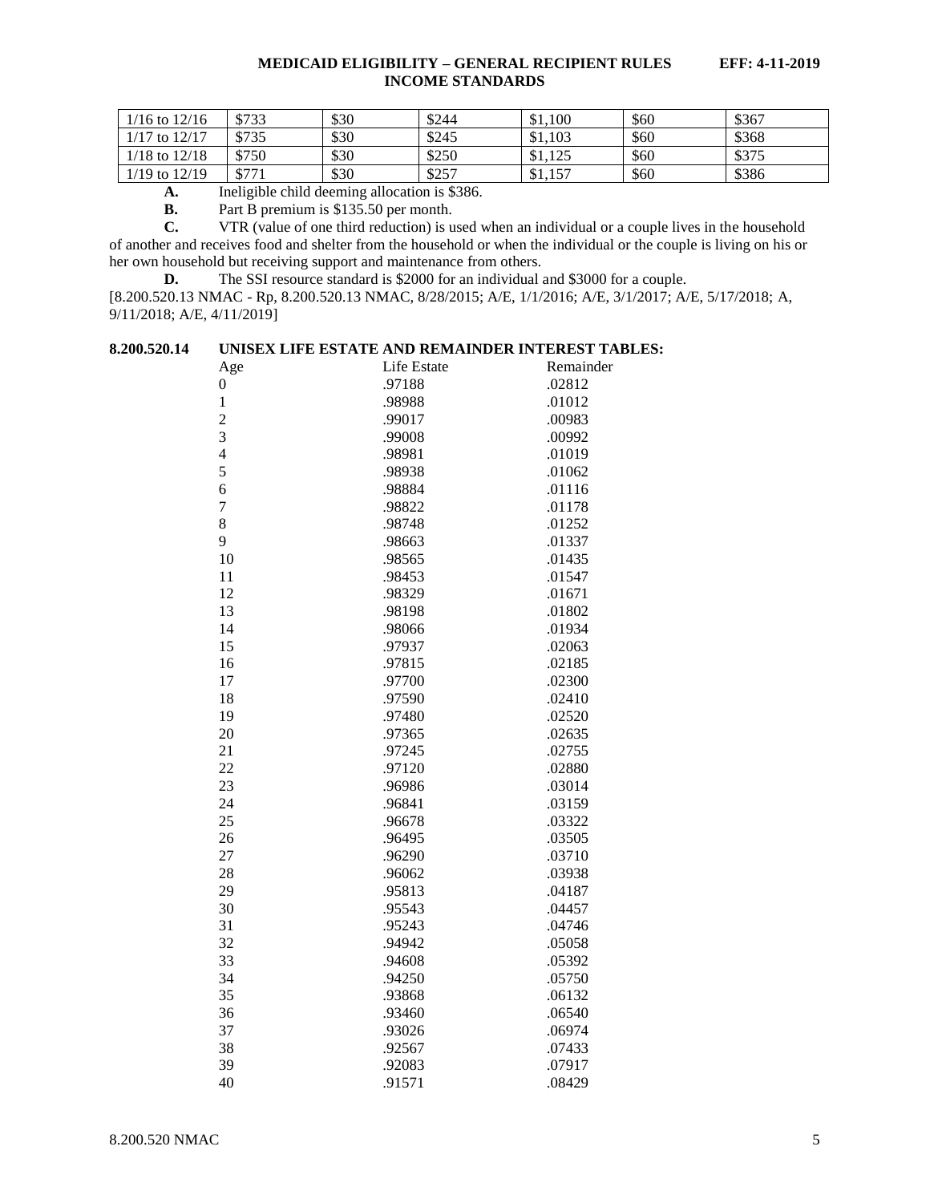| | | | | | | |
|---|---|---|---|---|---|---|
| 1/16 to 12/16 | $733 | $30 | $244 | $1,100 | $60 | $367 |
| 1/17 to 12/17 | $735 | $30 | $245 | $1,103 | $60 | $368 |
| 1/18 to 12/18 | $750 | $30 | $250 | $1,125 | $60 | $375 |
| 1/19 to 12/19 | $771 | $30 | $257 | $1,157 | $60 | $386 |

**A.** Ineligible child deeming allocation is $386.

**B.** Part B premium is $135.50 per month.

**C.** VTR (value of one third reduction) is used when an individual or a couple lives in the household of another and receives food and shelter from the household or when the individual or the couple is living on his or her own household but receiving support and maintenance from others.

**D.** The SSI resource standard is $2000 for an individual and $3000 for a couple.

[8.200.520.13 NMAC - Rp, 8.200.520.13 NMAC, 8/28/2015; A/E, 1/1/2016; A/E, 3/1/2017; A/E, 5/17/2018; A, 9/11/2018; A/E, 4/11/2019]

**8.200.520.14 UNISEX LIFE ESTATE AND REMAINDER INTEREST TABLES:**

| Age | Life Estate | Remainder |
|---|---|---|
| 0 | .97188 | .02812 |
| 1 | .98988 | .01012 |
| 2 | .99017 | .00983 |
| 3 | .99008 | .00992 |
| 4 | .98981 | .01019 |
| 5 | .98938 | .01062 |
| 6 | .98884 | .01116 |
| 7 | .98822 | .01178 |
| 8 | .98748 | .01252 |
| 9 | .98663 | .01337 |
| 10 | .98565 | .01435 |
| 11 | .98453 | .01547 |
| 12 | .98329 | .01671 |
| 13 | .98198 | .01802 |
| 14 | .98066 | .01934 |
| 15 | .97937 | .02063 |
| 16 | .97815 | .02185 |
| 17 | .97700 | .02300 |
| 18 | .97590 | .02410 |
| 19 | .97480 | .02520 |
| 20 | .97365 | .02635 |
| 21 | .97245 | .02755 |
| 22 | .97120 | .02880 |
| 23 | .96986 | .03014 |
| 24 | .96841 | .03159 |
| 25 | .96678 | .03322 |
| 26 | .96495 | .03505 |
| 27 | .96290 | .03710 |
| 28 | .96062 | .03938 |
| 29 | .95813 | .04187 |
| 30 | .95543 | .04457 |
| 31 | .95243 | .04746 |
| 32 | .94942 | .05058 |
| 33 | .94608 | .05392 |
| 34 | .94250 | .05750 |
| 35 | .93868 | .06132 |
| 36 | .93460 | .06540 |
| 37 | .93026 | .06974 |
| 38 | .92567 | .07433 |
| 39 | .92083 | .07917 |
| 40 | .91571 | .08429 |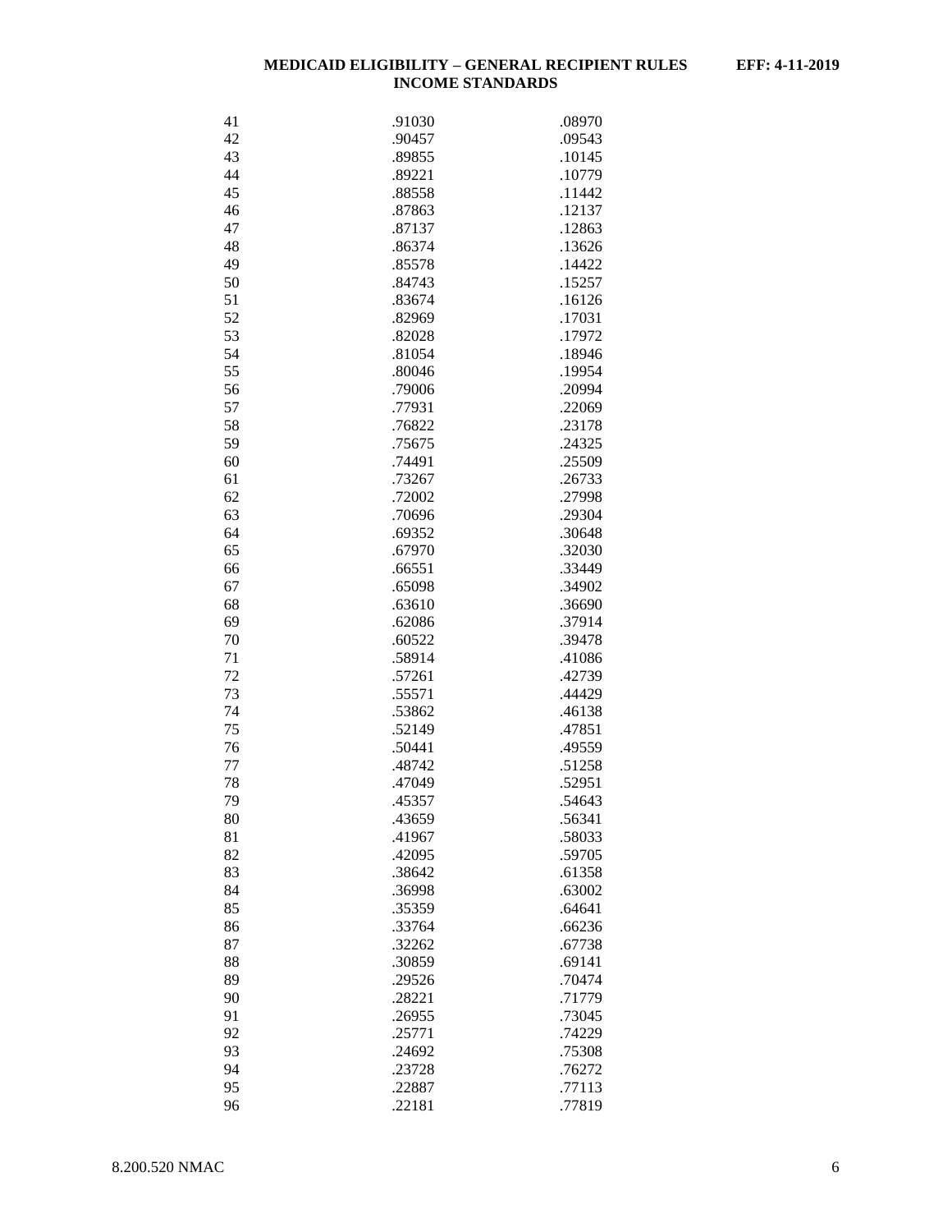| | | |
|---|---|---|
| 41 | .91030 | .08970 |
| 42 | .90457 | .09543 |
| 43 | .89855 | .10145 |
| 44 | .89221 | .10779 |
| 45 | .88558 | .11442 |
| 46 | .87863 | .12137 |
| 47 | .87137 | .12863 |
| 48 | .86374 | .13626 |
| 49 | .85578 | .14422 |
| 50 | .84743 | .15257 |
| 51 | .83674 | .16126 |
| 52 | .82969 | .17031 |
| 53 | .82028 | .17972 |
| 54 | .81054 | .18946 |
| 55 | .80046 | .19954 |
| 56 | .79006 | .20994 |
| 57 | .77931 | .22069 |
| 58 | .76822 | .23178 |
| 59 | .75675 | .24325 |
| 60 | .74491 | .25509 |
| 61 | .73267 | .26733 |
| 62 | .72002 | .27998 |
| 63 | .70696 | .29304 |
| 64 | .69352 | .30648 |
| 65 | .67970 | .32030 |
| 66 | .66551 | .33449 |
| 67 | .65098 | .34902 |
| 68 | .63610 | .36690 |
| 69 | .62086 | .37914 |
| 70 | .60522 | .39478 |
| 71 | .58914 | .41086 |
| 72 | .57261 | .42739 |
| 73 | .55571 | .44429 |
| 74 | .53862 | .46138 |
| 75 | .52149 | .47851 |
| 76 | .50441 | .49559 |
| 77 | .48742 | .51258 |
| 78 | .47049 | .52951 |
| 79 | .45357 | .54643 |
| 80 | .43659 | .56341 |
| 81 | .41967 | .58033 |
| 82 | .42095 | .59705 |
| 83 | .38642 | .61358 |
| 84 | .36998 | .63002 |
| 85 | .35359 | .64641 |
| 86 | .33764 | .66236 |
| 87 | .32262 | .67738 |
| 88 | .30859 | .69141 |
| 89 | .29526 | .70474 |
| 90 | .28221 | .71779 |
| 91 | .26955 | .73045 |
| 92 | .25771 | .74229 |
| 93 | .24692 | .75308 |
| 94 | .23728 | .76272 |
| 95 | .22887 | .77113 |
| 96 | .22181 | .77819 |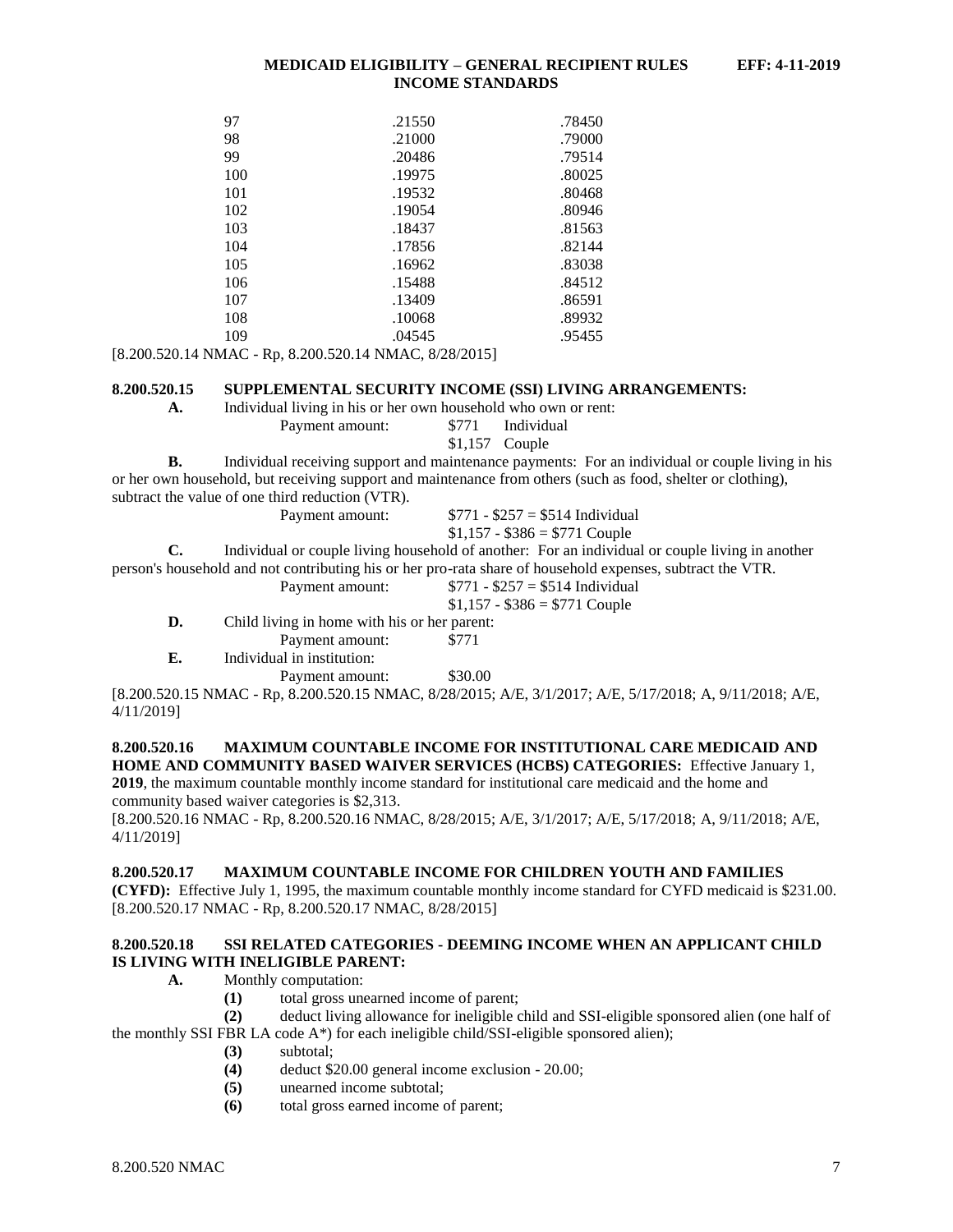| | | |
|---|---|---|
| 97 | .21550 | .78450 |
| 98 | .21000 | .79000 |
| 99 | .20486 | .79514 |
| 100 | .19975 | .80025 |
| 101 | .19532 | .80468 |
| 102 | .19054 | .80946 |
| 103 | .18437 | .81563 |
| 104 | .17856 | .82144 |
| 105 | .16962 | .83038 |
| 106 | .15488 | .84512 |
| 107 | .13409 | .86591 |
| 108 | .10068 | .89932 |
| 109 | .04545 | .95455 |

[8.200.520.14 NMAC - Rp, 8.200.520.14 NMAC, 8/28/2015]

**8.200.520.15 SUPPLEMENTAL SECURITY INCOME (SSI) LIVING ARRANGEMENTS:**

**A.** Individual living in his or her own household who own or rent:

Payment amount: $771 Individual
$1,157 Couple

**B.** Individual receiving support and maintenance payments: For an individual or couple living in his or her own household, but receiving support and maintenance from others (such as food, shelter or clothing), subtract the value of one third reduction (VTR).

Payment amount: $771 - $257 = $514 Individual
$1,157 - $386 = $771 Couple

**C.** Individual or couple living household of another: For an individual or couple living in another person's household and not contributing his or her pro-rata share of household expenses, subtract the VTR.

Payment amount: $771 - $257 = $514 Individual
$1,157 - $386 = $771 Couple

**D.** Child living in home with his or her parent:

Payment amount: $771

**E.** Individual in institution:

Payment amount: $30.00

[8.200.520.15 NMAC - Rp, 8.200.520.15 NMAC, 8/28/2015; A/E, 3/1/2017; A/E, 5/17/2018; A, 9/11/2018; A/E, 4/11/2019]

**8.200.520.16 MAXIMUM COUNTABLE INCOME FOR INSTITUTIONAL CARE MEDICAID AND HOME AND COMMUNITY BASED WAIVER SERVICES (HCBS) CATEGORIES:** Effective January 1, **2019**, the maximum countable monthly income standard for institutional care medicaid and the home and community based waiver categories is $2,313.

[8.200.520.16 NMAC - Rp, 8.200.520.16 NMAC, 8/28/2015; A/E, 3/1/2017; A/E, 5/17/2018; A, 9/11/2018; A/E, 4/11/2019]

**8.200.520.17 MAXIMUM COUNTABLE INCOME FOR CHILDREN YOUTH AND FAMILIES (CYFD):** Effective July 1, 1995, the maximum countable monthly income standard for CYFD medicaid is $231.00.

[8.200.520.17 NMAC - Rp, 8.200.520.17 NMAC, 8/28/2015]

**8.200.520.18 SSI RELATED CATEGORIES - DEEMING INCOME WHEN AN APPLICANT CHILD IS LIVING WITH INELIGIBLE PARENT:**

**A.** Monthly computation:

**(1)** total gross unearned income of parent;

**(2)** deduct living allowance for ineligible child and SSI-eligible sponsored alien (one half of the monthly SSI FBR LA code A*) for each ineligible child/SSI-eligible sponsored alien);

**(3)** subtotal;

**(4)** deduct $20.00 general income exclusion - 20.00;

**(5)** unearned income subtotal;

**(6)** total gross earned income of parent;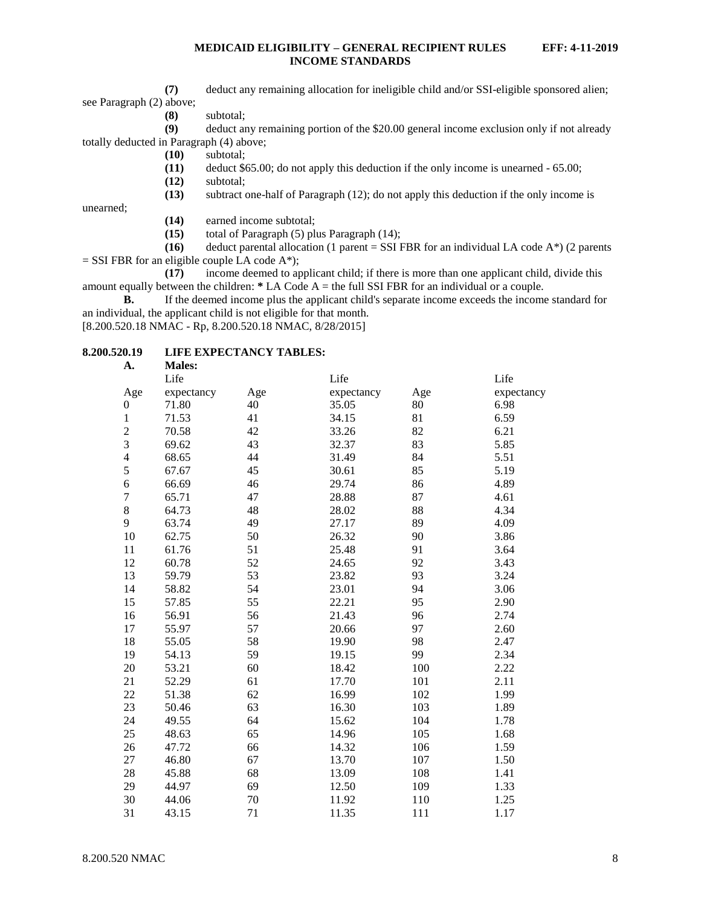**(7)** deduct any remaining allocation for ineligible child and/or SSI-eligible sponsored alien; see Paragraph (2) above;

**(8)** subtotal;

**(9)** deduct any remaining portion of the $20.00 general income exclusion only if not already totally deducted in Paragraph (4) above;

**(10)** subtotal;

**(11)** deduct $65.00; do not apply this deduction if the only income is unearned - 65.00;

**(12)** subtotal;

**(13)** subtract one-half of Paragraph (12); do not apply this deduction if the only income is unearned;

**(14)** earned income subtotal;

**(15)** total of Paragraph (5) plus Paragraph (14);

**(16)** deduct parental allocation (1 parent = SSI FBR for an individual LA code A*) (2 parents = SSI FBR for an eligible couple LA code A*);

**(17)** income deemed to applicant child; if there is more than one applicant child, divide this amount equally between the children: **\*** LA Code A = the full SSI FBR for an individual or a couple.

**B.** If the deemed income plus the applicant child's separate income exceeds the income standard for an individual, the applicant child is not eligible for that month.

[8.200.520.18 NMAC - Rp, 8.200.520.18 NMAC, 8/28/2015]

**8.200.520.19 LIFE EXPECTANCY TABLES:**

**A. Males:**

| Age | Life expectancy | Age | Life expectancy | Age | Life expectancy |
|---|---|---|---|---|---|
| 0 | 71.80 | 40 | 35.05 | 80 | 6.98 |
| 1 | 71.53 | 41 | 34.15 | 81 | 6.59 |
| 2 | 70.58 | 42 | 33.26 | 82 | 6.21 |
| 3 | 69.62 | 43 | 32.37 | 83 | 5.85 |
| 4 | 68.65 | 44 | 31.49 | 84 | 5.51 |
| 5 | 67.67 | 45 | 30.61 | 85 | 5.19 |
| 6 | 66.69 | 46 | 29.74 | 86 | 4.89 |
| 7 | 65.71 | 47 | 28.88 | 87 | 4.61 |
| 8 | 64.73 | 48 | 28.02 | 88 | 4.34 |
| 9 | 63.74 | 49 | 27.17 | 89 | 4.09 |
| 10 | 62.75 | 50 | 26.32 | 90 | 3.86 |
| 11 | 61.76 | 51 | 25.48 | 91 | 3.64 |
| 12 | 60.78 | 52 | 24.65 | 92 | 3.43 |
| 13 | 59.79 | 53 | 23.82 | 93 | 3.24 |
| 14 | 58.82 | 54 | 23.01 | 94 | 3.06 |
| 15 | 57.85 | 55 | 22.21 | 95 | 2.90 |
| 16 | 56.91 | 56 | 21.43 | 96 | 2.74 |
| 17 | 55.97 | 57 | 20.66 | 97 | 2.60 |
| 18 | 55.05 | 58 | 19.90 | 98 | 2.47 |
| 19 | 54.13 | 59 | 19.15 | 99 | 2.34 |
| 20 | 53.21 | 60 | 18.42 | 100 | 2.22 |
| 21 | 52.29 | 61 | 17.70 | 101 | 2.11 |
| 22 | 51.38 | 62 | 16.99 | 102 | 1.99 |
| 23 | 50.46 | 63 | 16.30 | 103 | 1.89 |
| 24 | 49.55 | 64 | 15.62 | 104 | 1.78 |
| 25 | 48.63 | 65 | 14.96 | 105 | 1.68 |
| 26 | 47.72 | 66 | 14.32 | 106 | 1.59 |
| 27 | 46.80 | 67 | 13.70 | 107 | 1.50 |
| 28 | 45.88 | 68 | 13.09 | 108 | 1.41 |
| 29 | 44.97 | 69 | 12.50 | 109 | 1.33 |
| 30 | 44.06 | 70 | 11.92 | 110 | 1.25 |
| 31 | 43.15 | 71 | 11.35 | 111 | 1.17 |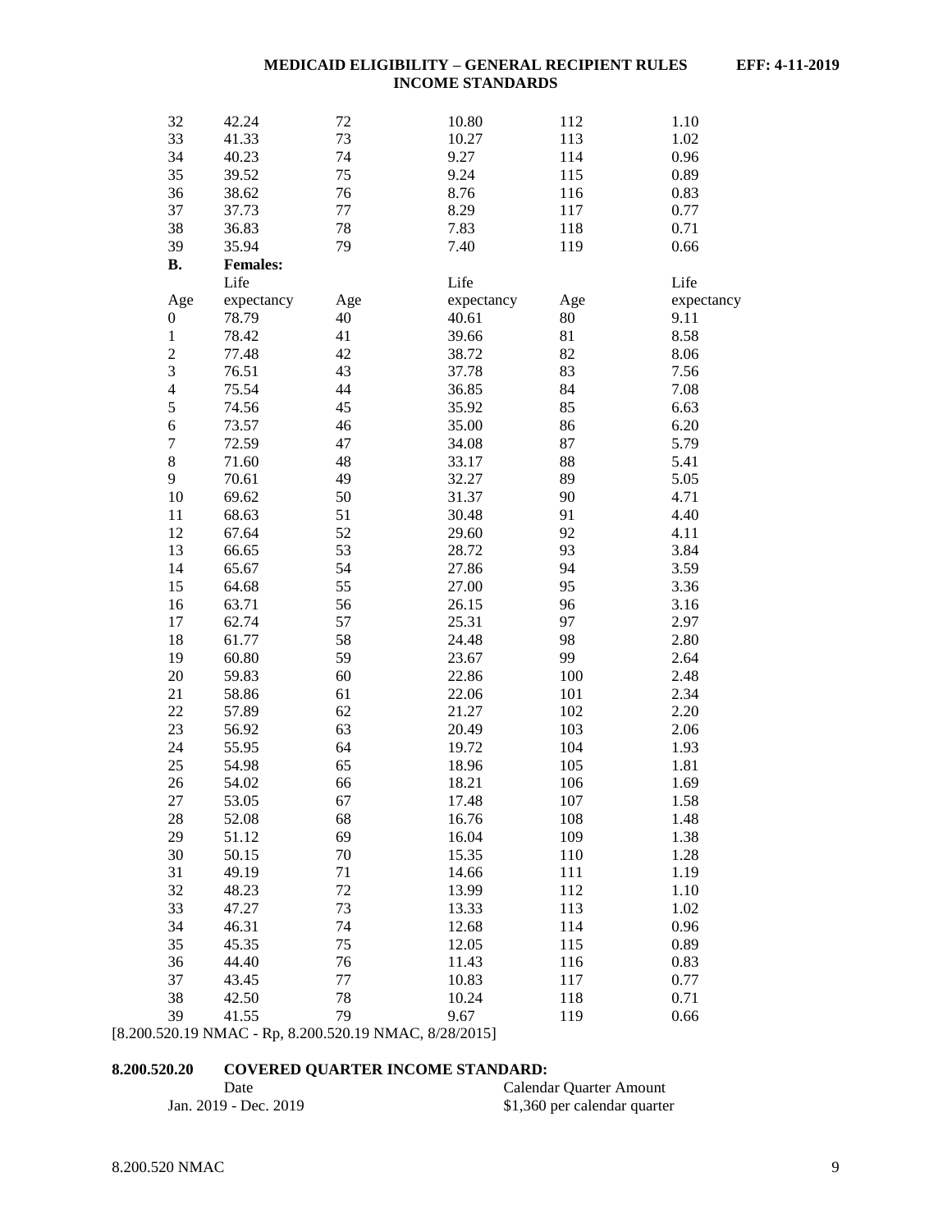| | | | | | |
|---|---|---|---|---|---|
| 32 | 42.24 | 72 | 10.80 | 112 | 1.10 |
| 33 | 41.33 | 73 | 10.27 | 113 | 1.02 |
| 34 | 40.23 | 74 | 9.27 | 114 | 0.96 |
| 35 | 39.52 | 75 | 9.24 | 115 | 0.89 |
| 36 | 38.62 | 76 | 8.76 | 116 | 0.83 |
| 37 | 37.73 | 77 | 8.29 | 117 | 0.77 |
| 38 | 36.83 | 78 | 7.83 | 118 | 0.71 |
| 39 | 35.94 | 79 | 7.40 | 119 | 0.66 |

**B. Females:**

| Age | Life expectancy | Age | Life expectancy | Age | Life expectancy |
|---|---|---|---|---|---|
| 0 | 78.79 | 40 | 40.61 | 80 | 9.11 |
| 1 | 78.42 | 41 | 39.66 | 81 | 8.58 |
| 2 | 77.48 | 42 | 38.72 | 82 | 8.06 |
| 3 | 76.51 | 43 | 37.78 | 83 | 7.56 |
| 4 | 75.54 | 44 | 36.85 | 84 | 7.08 |
| 5 | 74.56 | 45 | 35.92 | 85 | 6.63 |
| 6 | 73.57 | 46 | 35.00 | 86 | 6.20 |
| 7 | 72.59 | 47 | 34.08 | 87 | 5.79 |
| 8 | 71.60 | 48 | 33.17 | 88 | 5.41 |
| 9 | 70.61 | 49 | 32.27 | 89 | 5.05 |
| 10 | 69.62 | 50 | 31.37 | 90 | 4.71 |
| 11 | 68.63 | 51 | 30.48 | 91 | 4.40 |
| 12 | 67.64 | 52 | 29.60 | 92 | 4.11 |
| 13 | 66.65 | 53 | 28.72 | 93 | 3.84 |
| 14 | 65.67 | 54 | 27.86 | 94 | 3.59 |
| 15 | 64.68 | 55 | 27.00 | 95 | 3.36 |
| 16 | 63.71 | 56 | 26.15 | 96 | 3.16 |
| 17 | 62.74 | 57 | 25.31 | 97 | 2.97 |
| 18 | 61.77 | 58 | 24.48 | 98 | 2.80 |
| 19 | 60.80 | 59 | 23.67 | 99 | 2.64 |
| 20 | 59.83 | 60 | 22.86 | 100 | 2.48 |
| 21 | 58.86 | 61 | 22.06 | 101 | 2.34 |
| 22 | 57.89 | 62 | 21.27 | 102 | 2.20 |
| 23 | 56.92 | 63 | 20.49 | 103 | 2.06 |
| 24 | 55.95 | 64 | 19.72 | 104 | 1.93 |
| 25 | 54.98 | 65 | 18.96 | 105 | 1.81 |
| 26 | 54.02 | 66 | 18.21 | 106 | 1.69 |
| 27 | 53.05 | 67 | 17.48 | 107 | 1.58 |
| 28 | 52.08 | 68 | 16.76 | 108 | 1.48 |
| 29 | 51.12 | 69 | 16.04 | 109 | 1.38 |
| 30 | 50.15 | 70 | 15.35 | 110 | 1.28 |
| 31 | 49.19 | 71 | 14.66 | 111 | 1.19 |
| 32 | 48.23 | 72 | 13.99 | 112 | 1.10 |
| 33 | 47.27 | 73 | 13.33 | 113 | 1.02 |
| 34 | 46.31 | 74 | 12.68 | 114 | 0.96 |
| 35 | 45.35 | 75 | 12.05 | 115 | 0.89 |
| 36 | 44.40 | 76 | 11.43 | 116 | 0.83 |
| 37 | 43.45 | 77 | 10.83 | 117 | 0.77 |
| 38 | 42.50 | 78 | 10.24 | 118 | 0.71 |
| 39 | 41.55 | 79 | 9.67 | 119 | 0.66 |

[8.200.520.19 NMAC - Rp, 8.200.520.19 NMAC, 8/28/2015]

**8.200.520.20 COVERED QUARTER INCOME STANDARD:**

| Date | Calendar Quarter Amount |
|---|---|
| Jan. 2019 - Dec. 2019 | $1,360 per calendar quarter |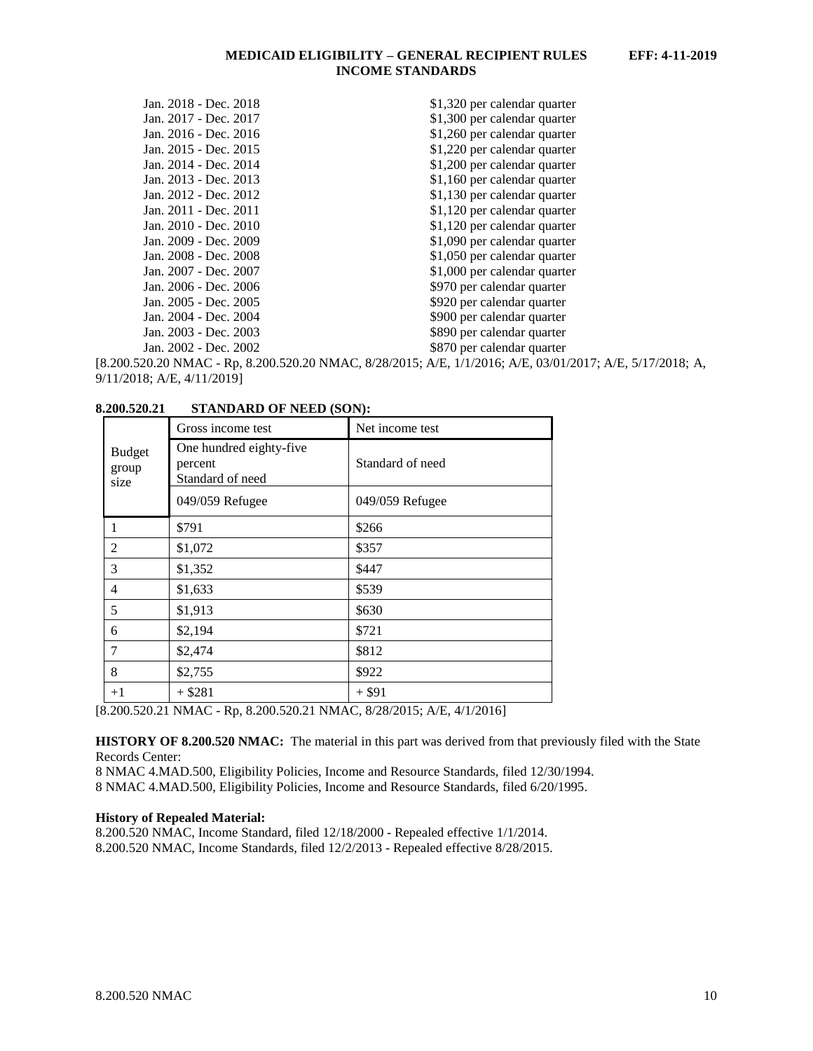| | |
|---|---|
| Jan. 2018 - Dec. 2018 | $1,320 per calendar quarter |
| Jan. 2017 - Dec. 2017 | $1,300 per calendar quarter |
| Jan. 2016 - Dec. 2016 | $1,260 per calendar quarter |
| Jan. 2015 - Dec. 2015 | $1,220 per calendar quarter |
| Jan. 2014 - Dec. 2014 | $1,200 per calendar quarter |
| Jan. 2013 - Dec. 2013 | $1,160 per calendar quarter |
| Jan. 2012 - Dec. 2012 | $1,130 per calendar quarter |
| Jan. 2011 - Dec. 2011 | $1,120 per calendar quarter |
| Jan. 2010 - Dec. 2010 | $1,120 per calendar quarter |
| Jan. 2009 - Dec. 2009 | $1,090 per calendar quarter |
| Jan. 2008 - Dec. 2008 | $1,050 per calendar quarter |
| Jan. 2007 - Dec. 2007 | $1,000 per calendar quarter |
| Jan. 2006 - Dec. 2006 | $970 per calendar quarter |
| Jan. 2005 - Dec. 2005 | $920 per calendar quarter |
| Jan. 2004 - Dec. 2004 | $900 per calendar quarter |
| Jan. 2003 - Dec. 2003 | $890 per calendar quarter |
| Jan. 2002 - Dec. 2002 | $870 per calendar quarter |

[8.200.520.20 NMAC - Rp, 8.200.520.20 NMAC, 8/28/2015; A/E, 1/1/2016; A/E, 03/01/2017; A/E, 5/17/2018; A, 9/11/2018; A/E, 4/11/2019]

**8.200.520.21 STANDARD OF NEED (SON):**

| Budget group size | Gross income test | Net income test |
|---|---|---|
| | One hundred eighty-five percent Standard of need | Standard of need |
| | 049/059 Refugee | 049/059 Refugee |
| 1 | $791 | $266 |
| 2 | $1,072 | $357 |
| 3 | $1,352 | $447 |
| 4 | $1,633 | $539 |
| 5 | $1,913 | $630 |
| 6 | $2,194 | $721 |
| 7 | $2,474 | $812 |
| 8 | $2,755 | $922 |
| +1 | + $281 | + $91 |

[8.200.520.21 NMAC - Rp, 8.200.520.21 NMAC, 8/28/2015; A/E, 4/1/2016]

**HISTORY OF 8.200.520 NMAC:** The material in this part was derived from that previously filed with the State Records Center:

8 NMAC 4.MAD.500, Eligibility Policies, Income and Resource Standards, filed 12/30/1994.
8 NMAC 4.MAD.500, Eligibility Policies, Income and Resource Standards, filed 6/20/1995.

**History of Repealed Material:**

8.200.520 NMAC, Income Standard, filed 12/18/2000 - Repealed effective 1/1/2014.
8.200.520 NMAC, Income Standards, filed 12/2/2013 - Repealed effective 8/28/2015.